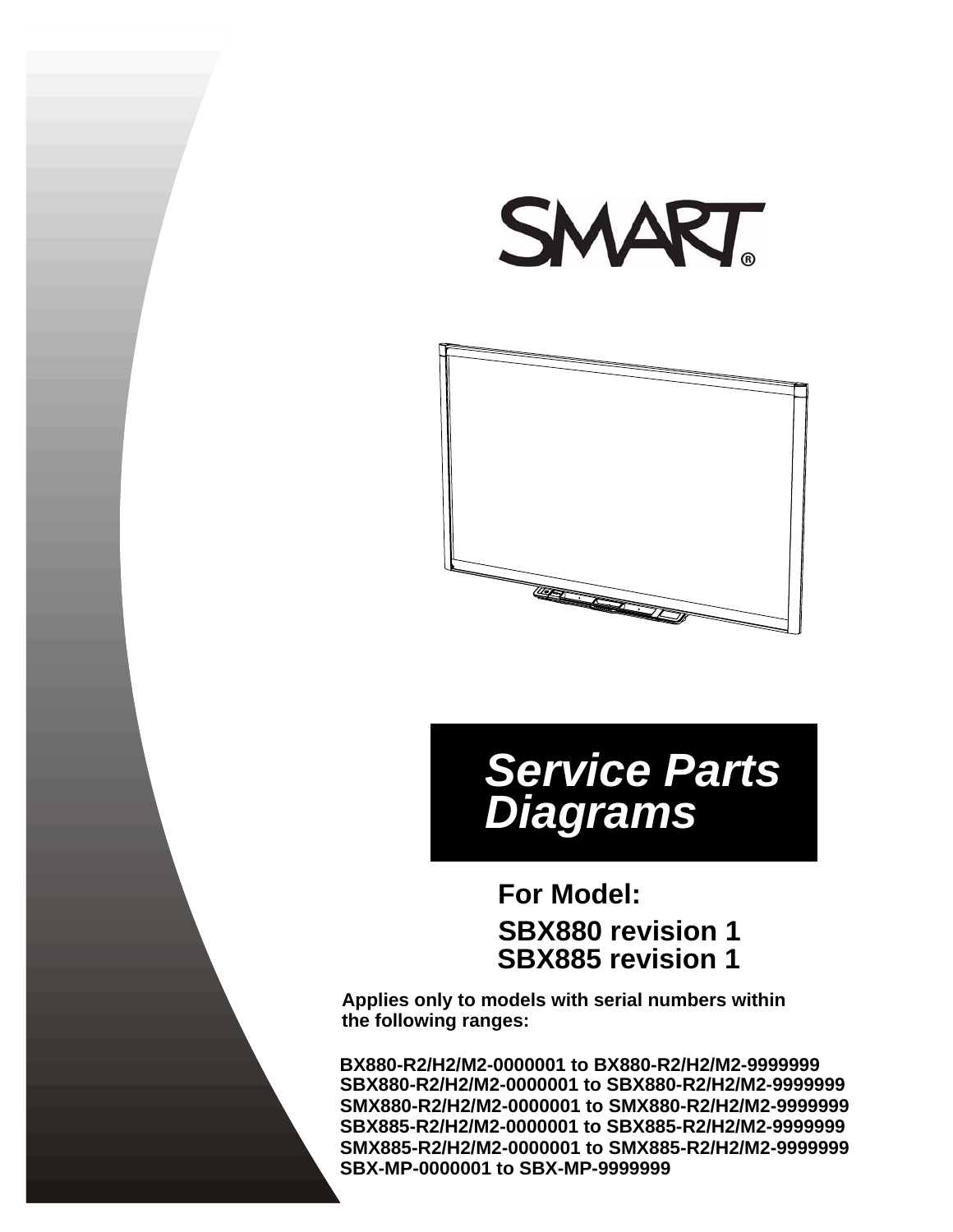SMART®

# *Service Parts Diagrams*

**For Model:**

**SBX880 revision 1**
**SBX885 revision 1**

**Applies only to models with serial numbers within the following ranges:**

**BX880-R2/H2/M2-0000001 to BX880-R2/H2/M2-9999999**
**SBX880-R2/H2/M2-0000001 to SBX880-R2/H2/M2-9999999**
**SMX880-R2/H2/M2-0000001 to SMX880-R2/H2/M2-9999999**
**SBX885-R2/H2/M2-0000001 to SBX885-R2/H2/M2-9999999**
**SMX885-R2/H2/M2-0000001 to SMX885-R2/H2/M2-9999999**
**SBX-MP-0000001 to SBX-MP-9999999**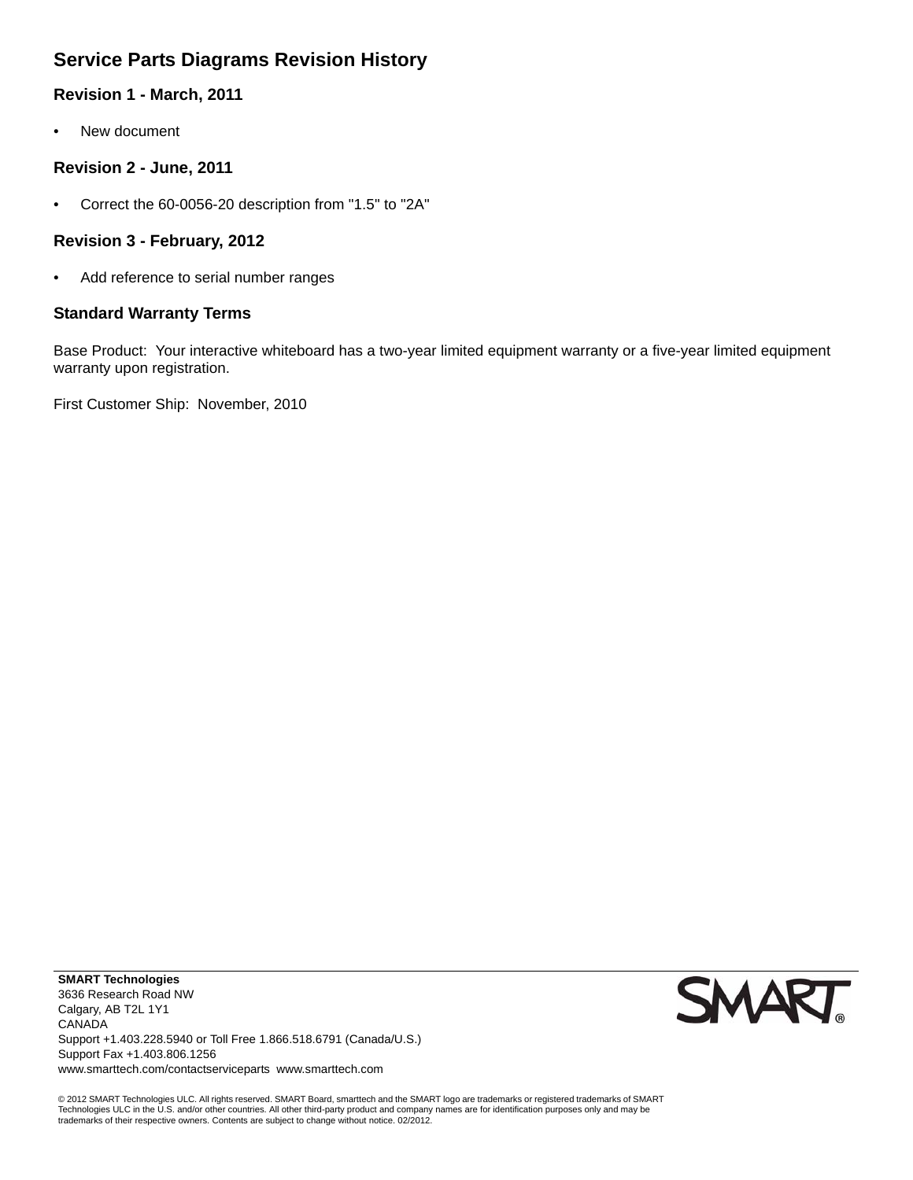## Service Parts Diagrams Revision History

### Revision 1 - March, 2011

- New document

### Revision 2 - June, 2011

- Correct the 60-0056-20 description from "1.5" to "2A"

### Revision 3 - February, 2012

- Add reference to serial number ranges

### Standard Warranty Terms

Base Product: Your interactive whiteboard has a two-year limited equipment warranty or a five-year limited equipment warranty upon registration.

First Customer Ship: November, 2010

**SMART Technologies**
3636 Research Road NW
Calgary, AB T2L 1Y1
CANADA
Support +1.403.228.5940 or Toll Free 1.866.518.6791 (Canada/U.S.)
Support Fax +1.403.806.1256
www.smarttech.com/contactserviceparts www.smarttech.com

© 2012 SMART Technologies ULC. All rights reserved. SMART Board, smarttech and the SMART logo are trademarks or registered trademarks of SMART Technologies ULC in the U.S. and/or other countries. All other third-party product and company names are for identification purposes only and may be trademarks of their respective owners. Contents are subject to change without notice. 02/2012.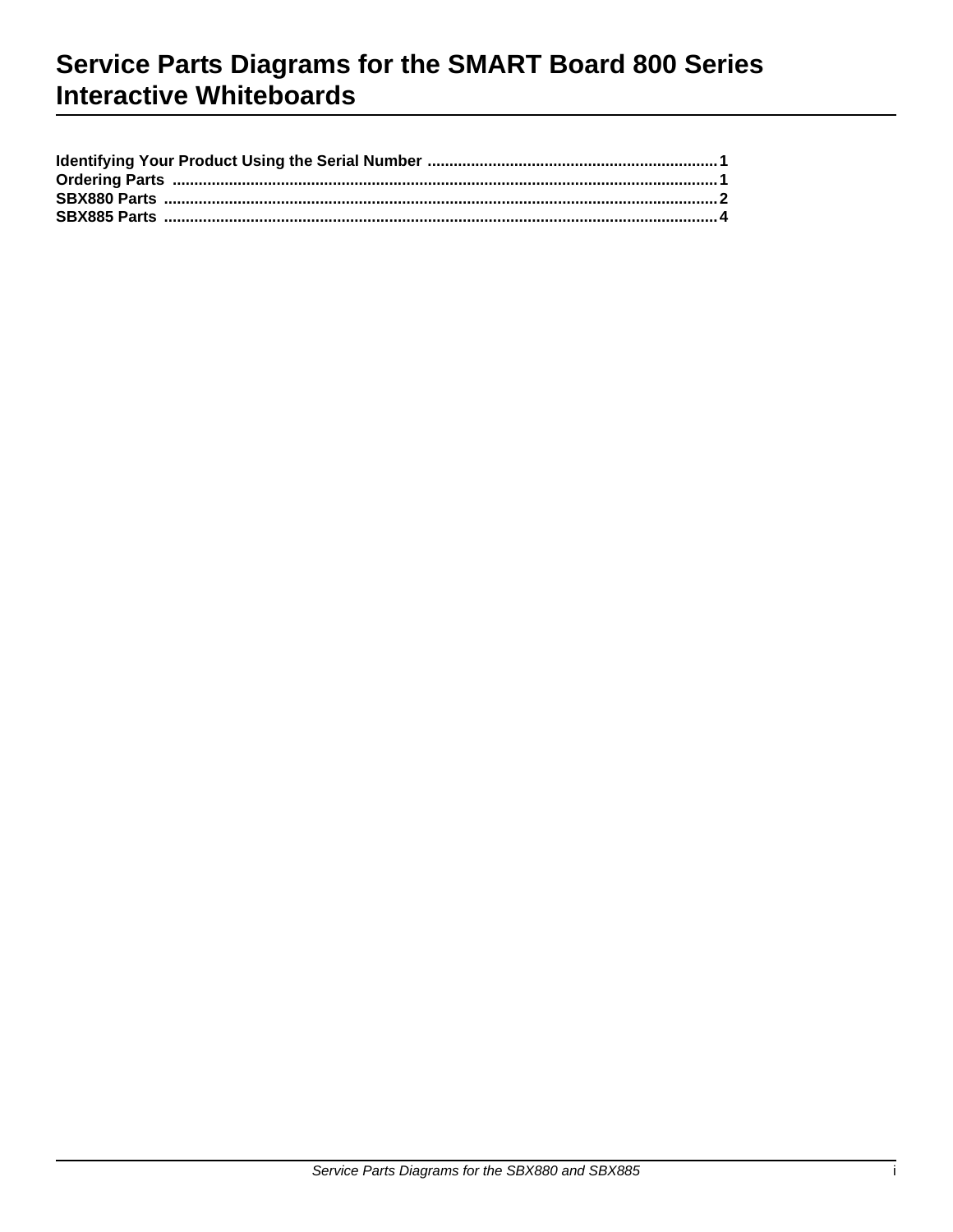# Service Parts Diagrams for the SMART Board 800 Series Interactive Whiteboards

**Identifying Your Product Using the Serial Number .................................................................. 1**
**Ordering Parts .............................................................................................................................. 1**
**SBX880 Parts ............................................................................................................................... 2**
**SBX885 Parts ............................................................................................................................... 4**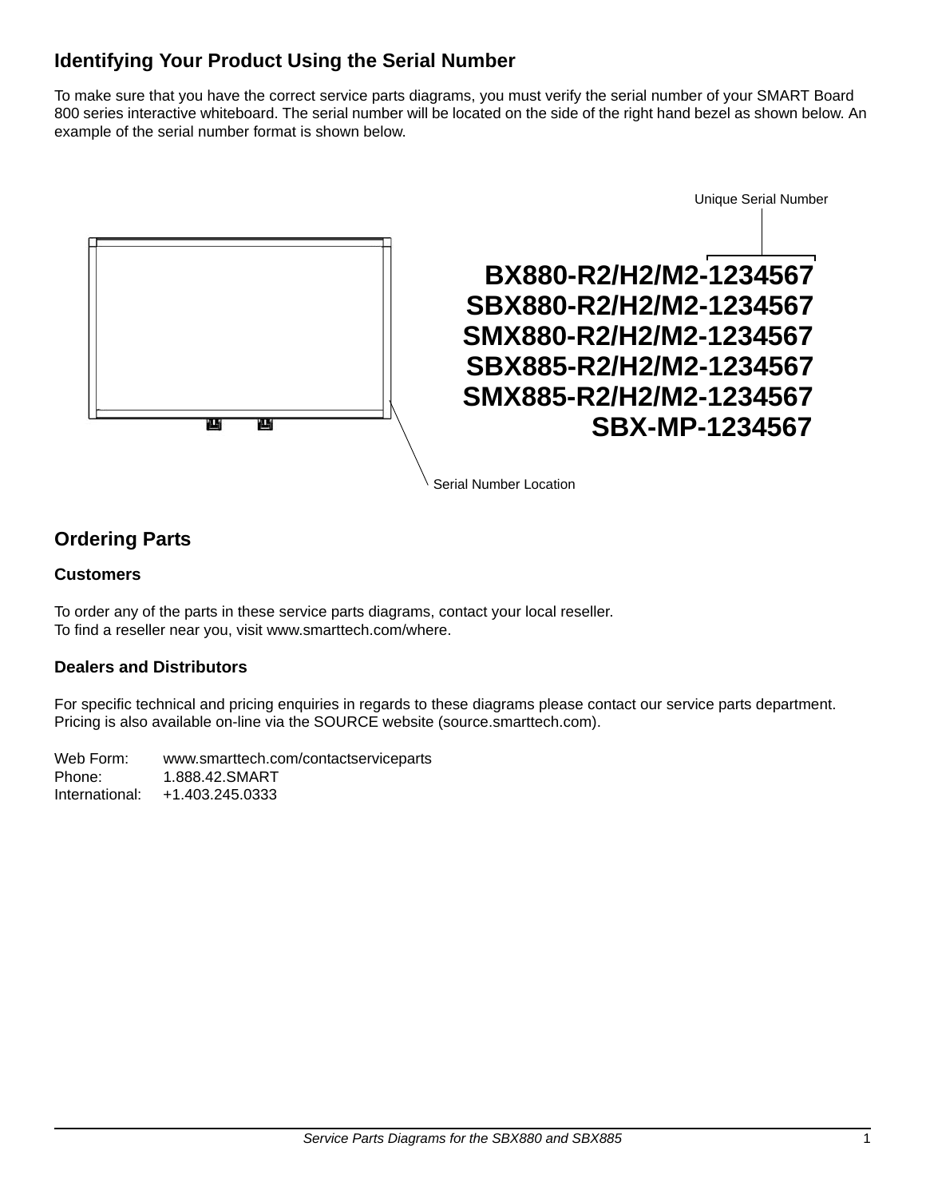## Identifying Your Product Using the Serial Number

To make sure that you have the correct service parts diagrams, you must verify the serial number of your SMART Board 800 series interactive whiteboard. The serial number will be located on the side of the right hand bezel as shown below. An example of the serial number format is shown below.

Unique Serial Number

**BX880-R2/H2/M2-1234567**
**SBX880-R2/H2/M2-1234567**
**SMX880-R2/H2/M2-1234567**
**SBX885-R2/H2/M2-1234567**
**SMX885-R2/H2/M2-1234567**
**SBX-MP-1234567**

Serial Number Location

## Ordering Parts

### Customers

To order any of the parts in these service parts diagrams, contact your local reseller.
To find a reseller near you, visit www.smarttech.com/where.

### Dealers and Distributors

For specific technical and pricing enquiries in regards to these diagrams please contact our service parts department. Pricing is also available on-line via the SOURCE website (source.smarttech.com).

Web Form: www.smarttech.com/contactserviceparts
Phone: 1.888.42.SMART
International: +1.403.245.0333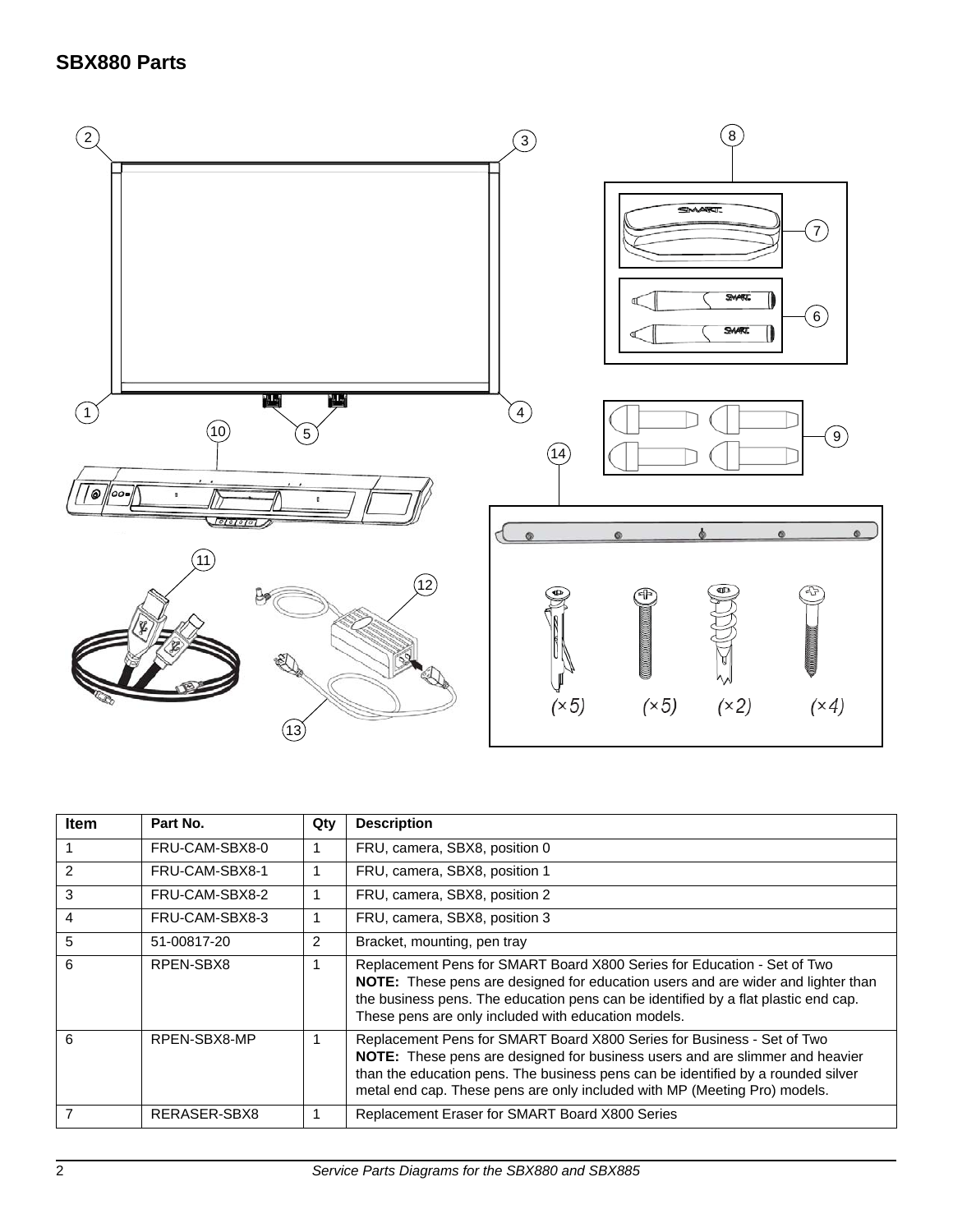## SBX880 Parts

| Item | Part No. | Qty | Description |
|---|---|---|---|
| 1 | FRU-CAM-SBX8-0 | 1 | FRU, camera, SBX8, position 0 |
| 2 | FRU-CAM-SBX8-1 | 1 | FRU, camera, SBX8, position 1 |
| 3 | FRU-CAM-SBX8-2 | 1 | FRU, camera, SBX8, position 2 |
| 4 | FRU-CAM-SBX8-3 | 1 | FRU, camera, SBX8, position 3 |
| 5 | 51-00817-20 | 2 | Bracket, mounting, pen tray |
| 6 | RPEN-SBX8 | 1 | Replacement Pens for SMART Board X800 Series for Education - Set of Two **NOTE:** These pens are designed for education users and are wider and lighter than the business pens. The education pens can be identified by a flat plastic end cap. These pens are only included with education models. |
| 6 | RPEN-SBX8-MP | 1 | Replacement Pens for SMART Board X800 Series for Business - Set of Two **NOTE:** These pens are designed for business users and are slimmer and heavier than the education pens. The business pens can be identified by a rounded silver metal end cap. These pens are only included with MP (Meeting Pro) models. |
| 7 | RERASER-SBX8 | 1 | Replacement Eraser for SMART Board X800 Series |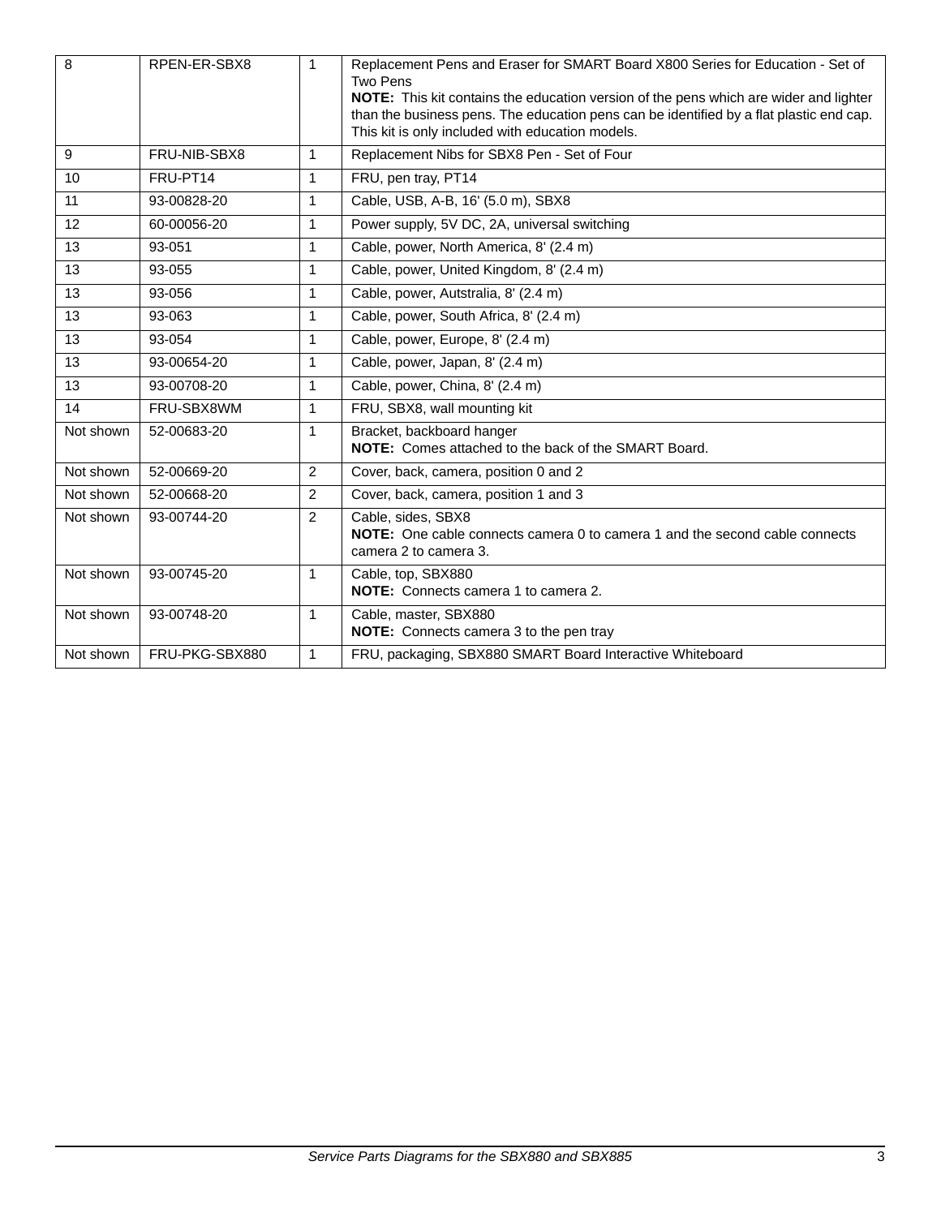| 8 | RPEN-ER-SBX8 | 1 | Replacement Pens and Eraser for SMART Board X800 Series for Education - Set of Two Pens<br>**NOTE:** This kit contains the education version of the pens which are wider and lighter than the business pens. The education pens can be identified by a flat plastic end cap. This kit is only included with education models. |
|---|---|---|---|
| 9 | FRU-NIB-SBX8 | 1 | Replacement Nibs for SBX8 Pen - Set of Four |
| 10 | FRU-PT14 | 1 | FRU, pen tray, PT14 |
| 11 | 93-00828-20 | 1 | Cable, USB, A-B, 16' (5.0 m), SBX8 |
| 12 | 60-00056-20 | 1 | Power supply, 5V DC, 2A, universal switching |
| 13 | 93-051 | 1 | Cable, power, North America, 8' (2.4 m) |
| 13 | 93-055 | 1 | Cable, power, United Kingdom, 8' (2.4 m) |
| 13 | 93-056 | 1 | Cable, power, Autstralia, 8' (2.4 m) |
| 13 | 93-063 | 1 | Cable, power, South Africa, 8' (2.4 m) |
| 13 | 93-054 | 1 | Cable, power, Europe, 8' (2.4 m) |
| 13 | 93-00654-20 | 1 | Cable, power, Japan, 8' (2.4 m) |
| 13 | 93-00708-20 | 1 | Cable, power, China, 8' (2.4 m) |
| 14 | FRU-SBX8WM | 1 | FRU, SBX8, wall mounting kit |
| Not shown | 52-00683-20 | 1 | Bracket, backboard hanger<br>**NOTE:** Comes attached to the back of the SMART Board. |
| Not shown | 52-00669-20 | 2 | Cover, back, camera, position 0 and 2 |
| Not shown | 52-00668-20 | 2 | Cover, back, camera, position 1 and 3 |
| Not shown | 93-00744-20 | 2 | Cable, sides, SBX8<br>**NOTE:** One cable connects camera 0 to camera 1 and the second cable connects camera 2 to camera 3. |
| Not shown | 93-00745-20 | 1 | Cable, top, SBX880<br>**NOTE:** Connects camera 1 to camera 2. |
| Not shown | 93-00748-20 | 1 | Cable, master, SBX880<br>**NOTE:** Connects camera 3 to the pen tray |
| Not shown | FRU-PKG-SBX880 | 1 | FRU, packaging, SBX880 SMART Board Interactive Whiteboard |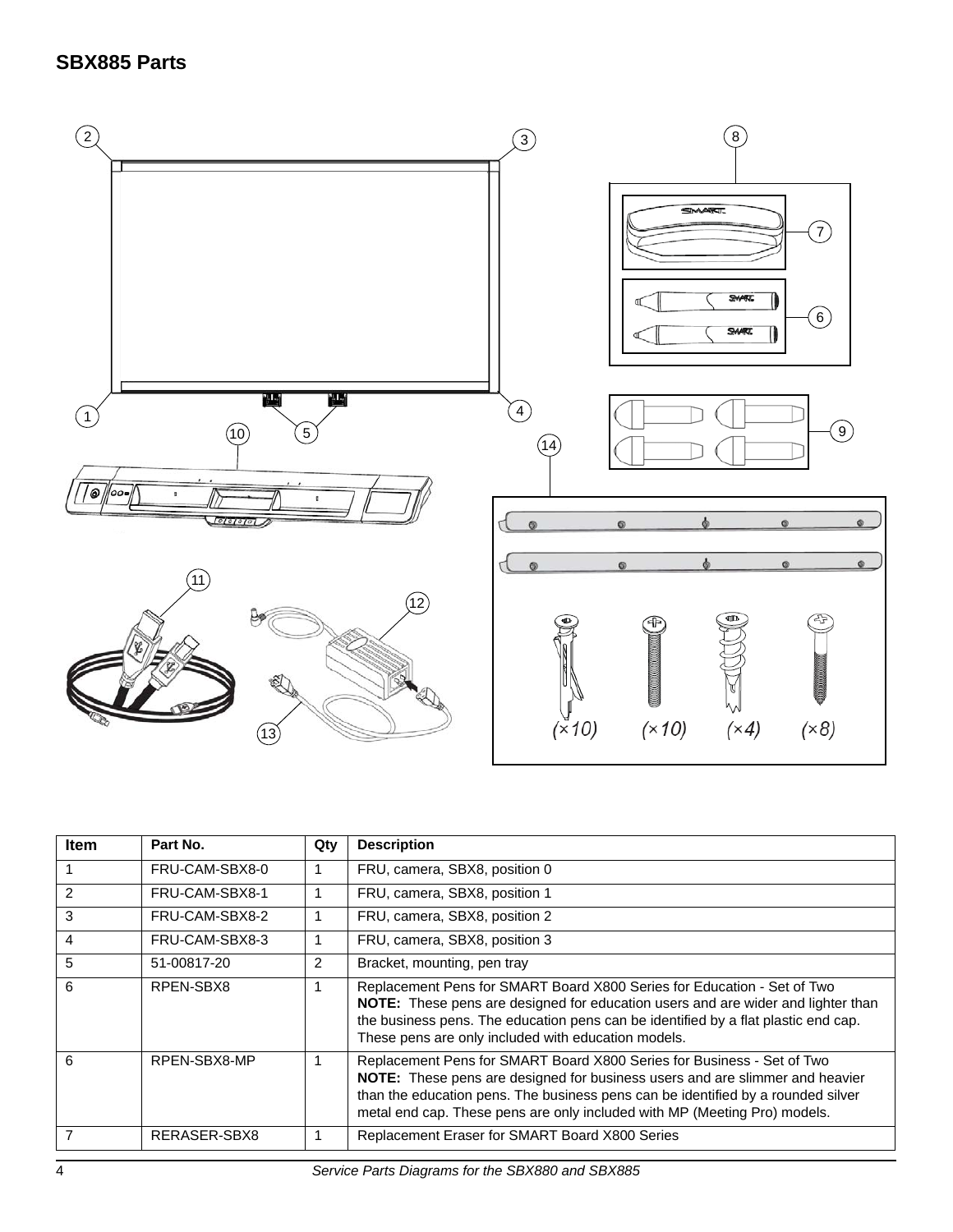## SBX885 Parts

| Item | Part No. | Qty | Description |
|---|---|---|---|
| 1 | FRU-CAM-SBX8-0 | 1 | FRU, camera, SBX8, position 0 |
| 2 | FRU-CAM-SBX8-1 | 1 | FRU, camera, SBX8, position 1 |
| 3 | FRU-CAM-SBX8-2 | 1 | FRU, camera, SBX8, position 2 |
| 4 | FRU-CAM-SBX8-3 | 1 | FRU, camera, SBX8, position 3 |
| 5 | 51-00817-20 | 2 | Bracket, mounting, pen tray |
| 6 | RPEN-SBX8 | 1 | Replacement Pens for SMART Board X800 Series for Education - Set of Two **NOTE:** These pens are designed for education users and are wider and lighter than the business pens. The education pens can be identified by a flat plastic end cap. These pens are only included with education models. |
| 6 | RPEN-SBX8-MP | 1 | Replacement Pens for SMART Board X800 Series for Business - Set of Two **NOTE:** These pens are designed for business users and are slimmer and heavier than the education pens. The business pens can be identified by a rounded silver metal end cap. These pens are only included with MP (Meeting Pro) models. |
| 7 | RERASER-SBX8 | 1 | Replacement Eraser for SMART Board X800 Series |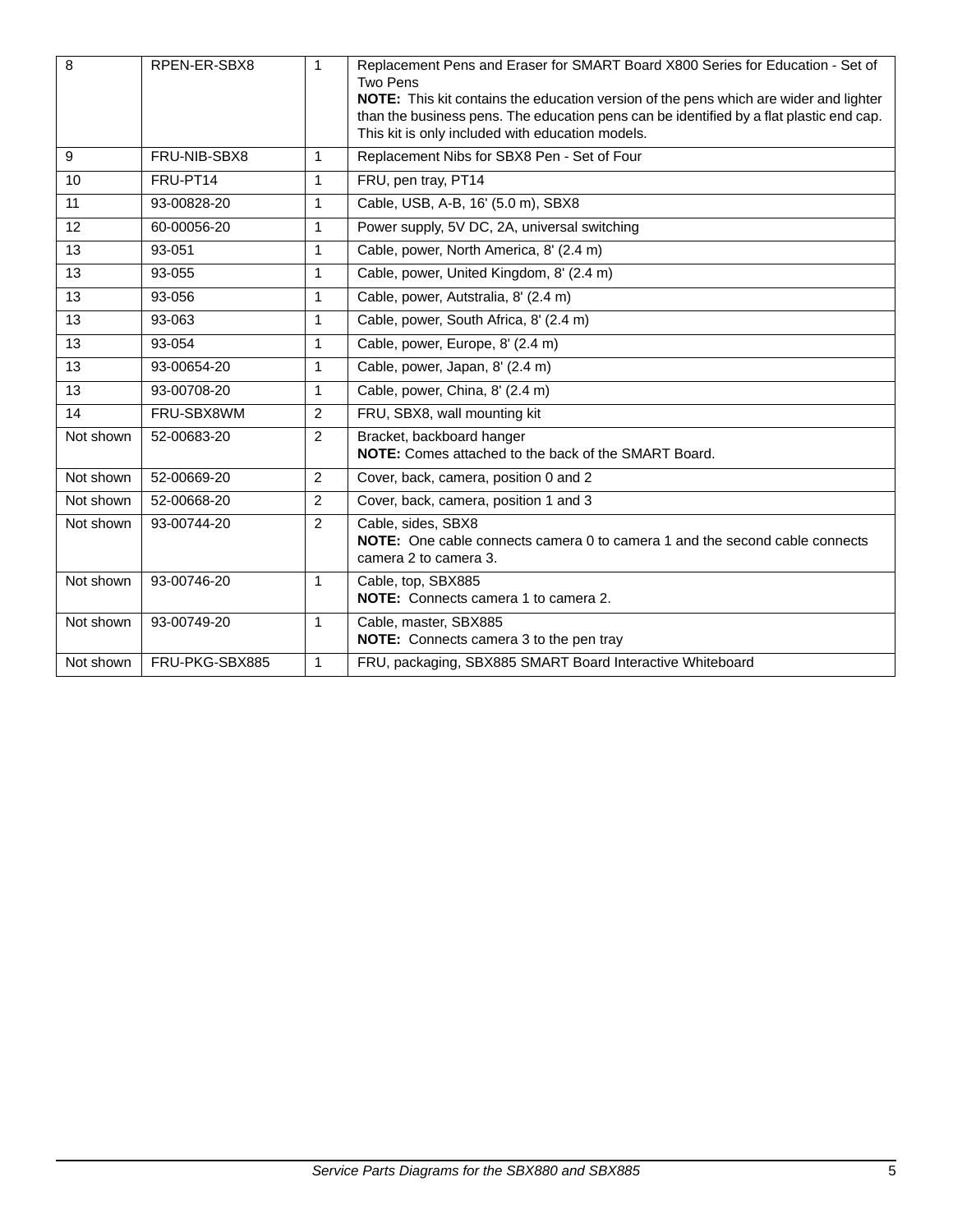| | | | |
|---|---|---|---|
| 8 | RPEN-ER-SBX8 | 1 | Replacement Pens and Eraser for SMART Board X800 Series for Education - Set of Two Pens<br>**NOTE:** This kit contains the education version of the pens which are wider and lighter than the business pens. The education pens can be identified by a flat plastic end cap. This kit is only included with education models. |
| 9 | FRU-NIB-SBX8 | 1 | Replacement Nibs for SBX8 Pen - Set of Four |
| 10 | FRU-PT14 | 1 | FRU, pen tray, PT14 |
| 11 | 93-00828-20 | 1 | Cable, USB, A-B, 16' (5.0 m), SBX8 |
| 12 | 60-00056-20 | 1 | Power supply, 5V DC, 2A, universal switching |
| 13 | 93-051 | 1 | Cable, power, North America, 8' (2.4 m) |
| 13 | 93-055 | 1 | Cable, power, United Kingdom, 8' (2.4 m) |
| 13 | 93-056 | 1 | Cable, power, Autstralia, 8' (2.4 m) |
| 13 | 93-063 | 1 | Cable, power, South Africa, 8' (2.4 m) |
| 13 | 93-054 | 1 | Cable, power, Europe, 8' (2.4 m) |
| 13 | 93-00654-20 | 1 | Cable, power, Japan, 8' (2.4 m) |
| 13 | 93-00708-20 | 1 | Cable, power, China, 8' (2.4 m) |
| 14 | FRU-SBX8WM | 2 | FRU, SBX8, wall mounting kit |
| Not shown | 52-00683-20 | 2 | Bracket, backboard hanger<br>**NOTE:** Comes attached to the back of the SMART Board. |
| Not shown | 52-00669-20 | 2 | Cover, back, camera, position 0 and 2 |
| Not shown | 52-00668-20 | 2 | Cover, back, camera, position 1 and 3 |
| Not shown | 93-00744-20 | 2 | Cable, sides, SBX8<br>**NOTE:** One cable connects camera 0 to camera 1 and the second cable connects camera 2 to camera 3. |
| Not shown | 93-00746-20 | 1 | Cable, top, SBX885<br>**NOTE:** Connects camera 1 to camera 2. |
| Not shown | 93-00749-20 | 1 | Cable, master, SBX885<br>**NOTE:** Connects camera 3 to the pen tray |
| Not shown | FRU-PKG-SBX885 | 1 | FRU, packaging, SBX885 SMART Board Interactive Whiteboard |